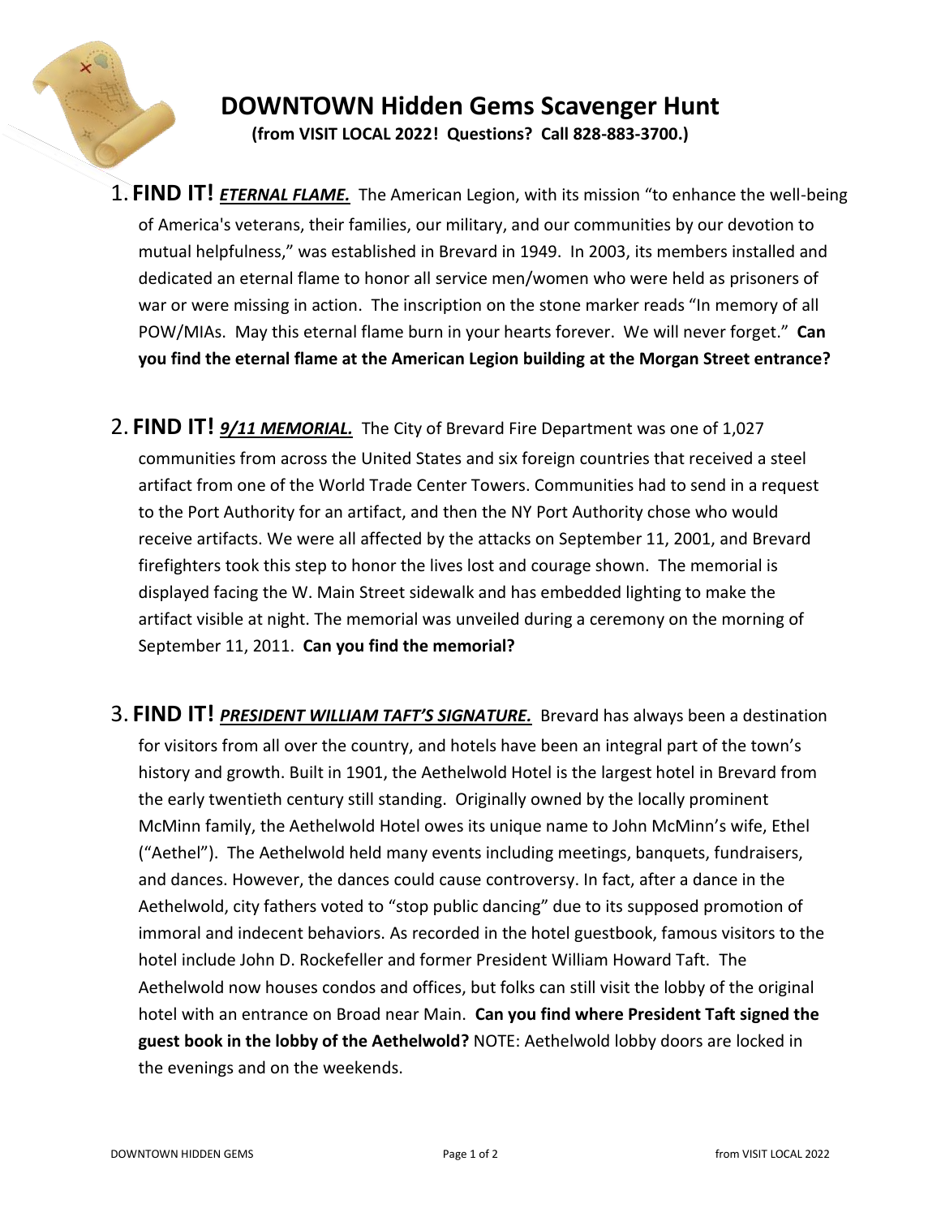# DOWNTOWN Hidden Gems Scavenger Hunt

**(from VISIT LOCAL 2022! Questions? Call 828-883-3700.)**

1. **FIND IT!** ***ETERNAL FLAME.*** The American Legion, with its mission "to enhance the well-being of America's veterans, their families, our military, and our communities by our devotion to mutual helpfulness," was established in Brevard in 1949. In 2003, its members installed and dedicated an eternal flame to honor all service men/women who were held as prisoners of war or were missing in action. The inscription on the stone marker reads "In memory of all POW/MIAs. May this eternal flame burn in your hearts forever. We will never forget." **Can you find the eternal flame at the American Legion building at the Morgan Street entrance?**

2. **FIND IT!** ***9/11 MEMORIAL.*** The City of Brevard Fire Department was one of 1,027 communities from across the United States and six foreign countries that received a steel artifact from one of the World Trade Center Towers. Communities had to send in a request to the Port Authority for an artifact, and then the NY Port Authority chose who would receive artifacts. We were all affected by the attacks on September 11, 2001, and Brevard firefighters took this step to honor the lives lost and courage shown. The memorial is displayed facing the W. Main Street sidewalk and has embedded lighting to make the artifact visible at night. The memorial was unveiled during a ceremony on the morning of September 11, 2011. **Can you find the memorial?**

3. **FIND IT!** ***PRESIDENT WILLIAM TAFT'S SIGNATURE.*** Brevard has always been a destination for visitors from all over the country, and hotels have been an integral part of the town's history and growth. Built in 1901, the Aethelwold Hotel is the largest hotel in Brevard from the early twentieth century still standing. Originally owned by the locally prominent McMinn family, the Aethelwold Hotel owes its unique name to John McMinn's wife, Ethel ("Aethel"). The Aethelwold held many events including meetings, banquets, fundraisers, and dances. However, the dances could cause controversy. In fact, after a dance in the Aethelwold, city fathers voted to "stop public dancing" due to its supposed promotion of immoral and indecent behaviors. As recorded in the hotel guestbook, famous visitors to the hotel include John D. Rockefeller and former President William Howard Taft. The Aethelwold now houses condos and offices, but folks can still visit the lobby of the original hotel with an entrance on Broad near Main. **Can you find where President Taft signed the guest book in the lobby of the Aethelwold?** NOTE: Aethelwold lobby doors are locked in the evenings and on the weekends.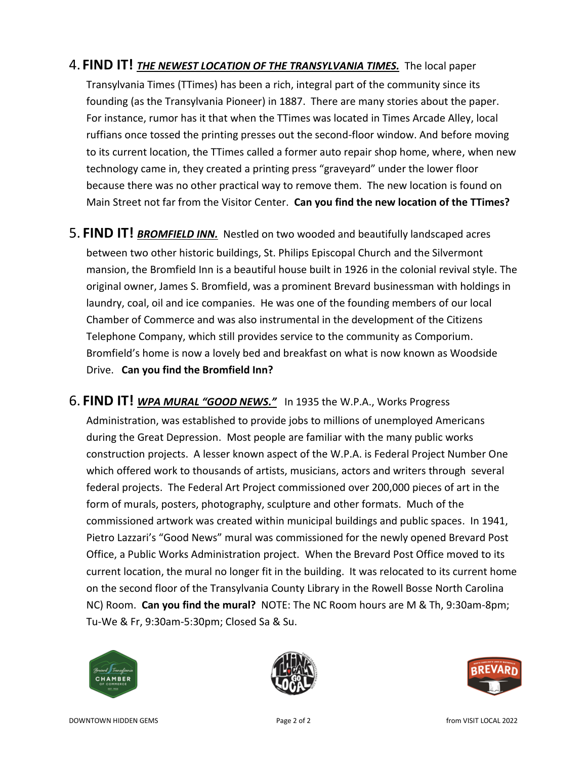4. **FIND IT!** ***THE NEWEST LOCATION OF THE TRANSYLVANIA TIMES.*** The local paper Transylvania Times (TTimes) has been a rich, integral part of the community since its founding (as the Transylvania Pioneer) in 1887. There are many stories about the paper. For instance, rumor has it that when the TTimes was located in Times Arcade Alley, local ruffians once tossed the printing presses out the second-floor window. And before moving to its current location, the TTimes called a former auto repair shop home, where, when new technology came in, they created a printing press "graveyard" under the lower floor because there was no other practical way to remove them. The new location is found on Main Street not far from the Visitor Center. **Can you find the new location of the TTimes?**

5. **FIND IT!** ***BROMFIELD INN.*** Nestled on two wooded and beautifully landscaped acres between two other historic buildings, St. Philips Episcopal Church and the Silvermont mansion, the Bromfield Inn is a beautiful house built in 1926 in the colonial revival style. The original owner, James S. Bromfield, was a prominent Brevard businessman with holdings in laundry, coal, oil and ice companies. He was one of the founding members of our local Chamber of Commerce and was also instrumental in the development of the Citizens Telephone Company, which still provides service to the community as Comporium. Bromfield's home is now a lovely bed and breakfast on what is now known as Woodside Drive. **Can you find the Bromfield Inn?**

6. **FIND IT!** ***WPA MURAL "GOOD NEWS."*** In 1935 the W.P.A., Works Progress Administration, was established to provide jobs to millions of unemployed Americans during the Great Depression. Most people are familiar with the many public works construction projects. A lesser known aspect of the W.P.A. is Federal Project Number One which offered work to thousands of artists, musicians, actors and writers through several federal projects. The Federal Art Project commissioned over 200,000 pieces of art in the form of murals, posters, photography, sculpture and other formats. Much of the commissioned artwork was created within municipal buildings and public spaces. In 1941, Pietro Lazzari's "Good News" mural was commissioned for the newly opened Brevard Post Office, a Public Works Administration project. When the Brevard Post Office moved to its current location, the mural no longer fit in the building. It was relocated to its current home on the second floor of the Transylvania County Library in the Rowell Bosse North Carolina NC) Room. **Can you find the mural?** NOTE: The NC Room hours are M & Th, 9:30am-8pm; Tu-We & Fr, 9:30am-5:30pm; Closed Sa & Su.